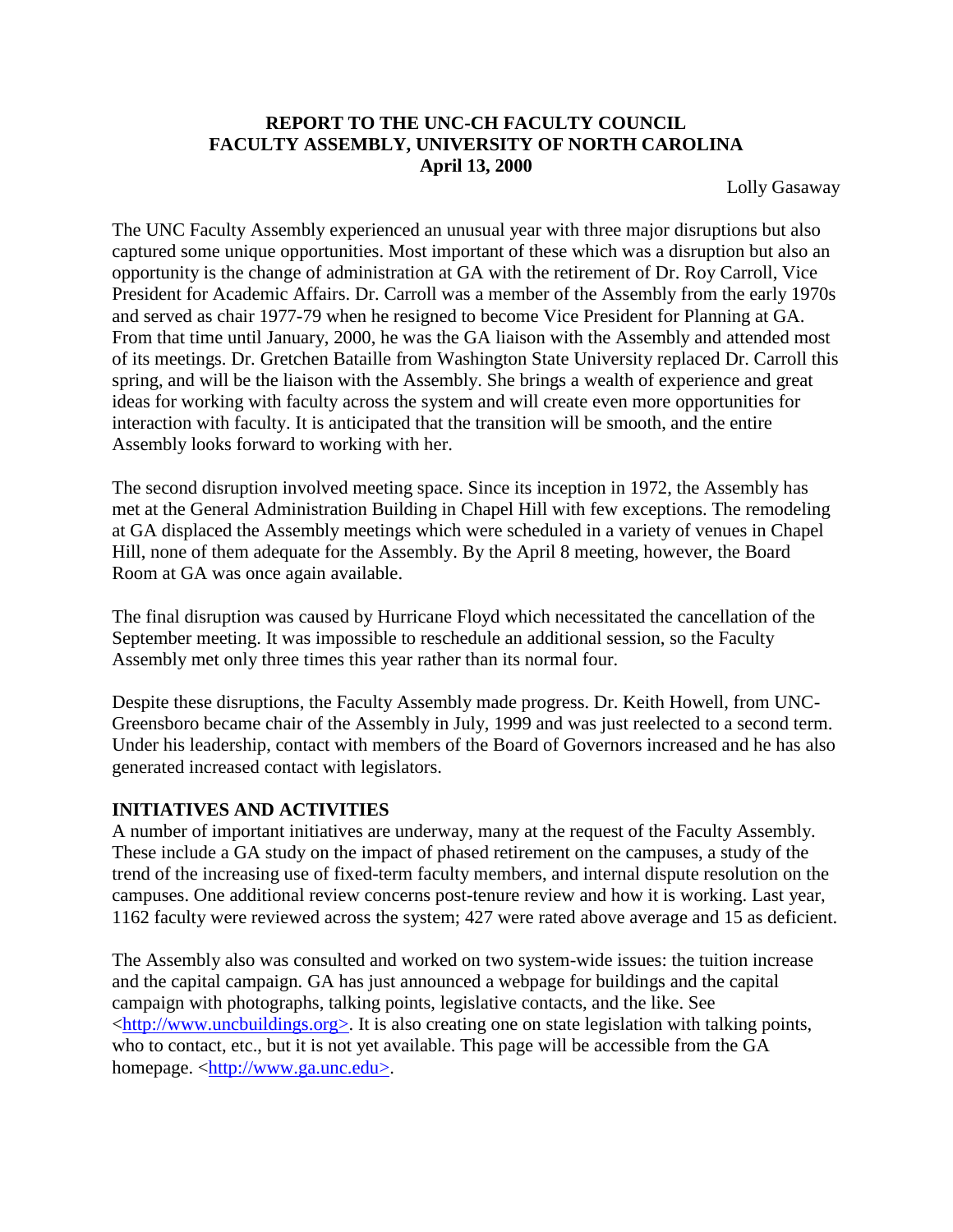**REPORT TO THE UNC-CH FACULTY COUNCIL**
**FACULTY ASSEMBLY, UNIVERSITY OF NORTH CAROLINA**
**April 13, 2000**

Lolly Gasaway

The UNC Faculty Assembly experienced an unusual year with three major disruptions but also captured some unique opportunities. Most important of these which was a disruption but also an opportunity is the change of administration at GA with the retirement of Dr. Roy Carroll, Vice President for Academic Affairs. Dr. Carroll was a member of the Assembly from the early 1970s and served as chair 1977-79 when he resigned to become Vice President for Planning at GA. From that time until January, 2000, he was the GA liaison with the Assembly and attended most of its meetings. Dr. Gretchen Bataille from Washington State University replaced Dr. Carroll this spring, and will be the liaison with the Assembly. She brings a wealth of experience and great ideas for working with faculty across the system and will create even more opportunities for interaction with faculty. It is anticipated that the transition will be smooth, and the entire Assembly looks forward to working with her.

The second disruption involved meeting space. Since its inception in 1972, the Assembly has met at the General Administration Building in Chapel Hill with few exceptions. The remodeling at GA displaced the Assembly meetings which were scheduled in a variety of venues in Chapel Hill, none of them adequate for the Assembly. By the April 8 meeting, however, the Board Room at GA was once again available.

The final disruption was caused by Hurricane Floyd which necessitated the cancellation of the September meeting. It was impossible to reschedule an additional session, so the Faculty Assembly met only three times this year rather than its normal four.

Despite these disruptions, the Faculty Assembly made progress. Dr. Keith Howell, from UNC-Greensboro became chair of the Assembly in July, 1999 and was just reelected to a second term. Under his leadership, contact with members of the Board of Governors increased and he has also generated increased contact with legislators.

**INITIATIVES AND ACTIVITIES**

A number of important initiatives are underway, many at the request of the Faculty Assembly. These include a GA study on the impact of phased retirement on the campuses, a study of the trend of the increasing use of fixed-term faculty members, and internal dispute resolution on the campuses. One additional review concerns post-tenure review and how it is working. Last year, 1162 faculty were reviewed across the system; 427 were rated above average and 15 as deficient.

The Assembly also was consulted and worked on two system-wide issues: the tuition increase and the capital campaign. GA has just announced a webpage for buildings and the capital campaign with photographs, talking points, legislative contacts, and the like. See <http://www.uncbuildings.org>. It is also creating one on state legislation with talking points, who to contact, etc., but it is not yet available. This page will be accessible from the GA homepage. <http://www.ga.unc.edu>.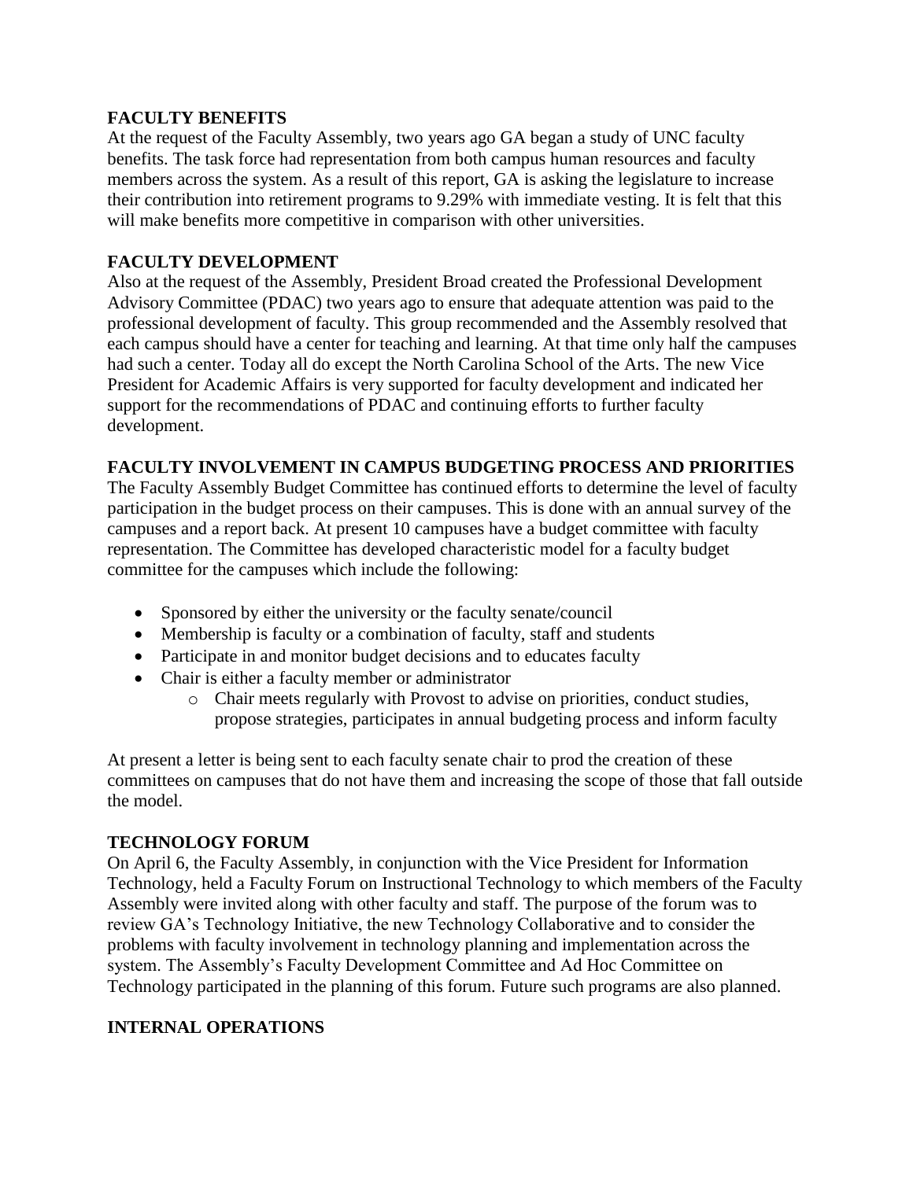## FACULTY BENEFITS

At the request of the Faculty Assembly, two years ago GA began a study of UNC faculty benefits. The task force had representation from both campus human resources and faculty members across the system. As a result of this report, GA is asking the legislature to increase their contribution into retirement programs to 9.29% with immediate vesting. It is felt that this will make benefits more competitive in comparison with other universities.

## FACULTY DEVELOPMENT

Also at the request of the Assembly, President Broad created the Professional Development Advisory Committee (PDAC) two years ago to ensure that adequate attention was paid to the professional development of faculty. This group recommended and the Assembly resolved that each campus should have a center for teaching and learning. At that time only half the campuses had such a center. Today all do except the North Carolina School of the Arts. The new Vice President for Academic Affairs is very supported for faculty development and indicated her support for the recommendations of PDAC and continuing efforts to further faculty development.

## FACULTY INVOLVEMENT IN CAMPUS BUDGETING PROCESS AND PRIORITIES

The Faculty Assembly Budget Committee has continued efforts to determine the level of faculty participation in the budget process on their campuses. This is done with an annual survey of the campuses and a report back. At present 10 campuses have a budget committee with faculty representation. The Committee has developed characteristic model for a faculty budget committee for the campuses which include the following:

- Sponsored by either the university or the faculty senate/council
- Membership is faculty or a combination of faculty, staff and students
- Participate in and monitor budget decisions and to educates faculty
- Chair is either a faculty member or administrator
  - Chair meets regularly with Provost to advise on priorities, conduct studies, propose strategies, participates in annual budgeting process and inform faculty

At present a letter is being sent to each faculty senate chair to prod the creation of these committees on campuses that do not have them and increasing the scope of those that fall outside the model.

## TECHNOLOGY FORUM

On April 6, the Faculty Assembly, in conjunction with the Vice President for Information Technology, held a Faculty Forum on Instructional Technology to which members of the Faculty Assembly were invited along with other faculty and staff. The purpose of the forum was to review GA's Technology Initiative, the new Technology Collaborative and to consider the problems with faculty involvement in technology planning and implementation across the system. The Assembly's Faculty Development Committee and Ad Hoc Committee on Technology participated in the planning of this forum. Future such programs are also planned.

## INTERNAL OPERATIONS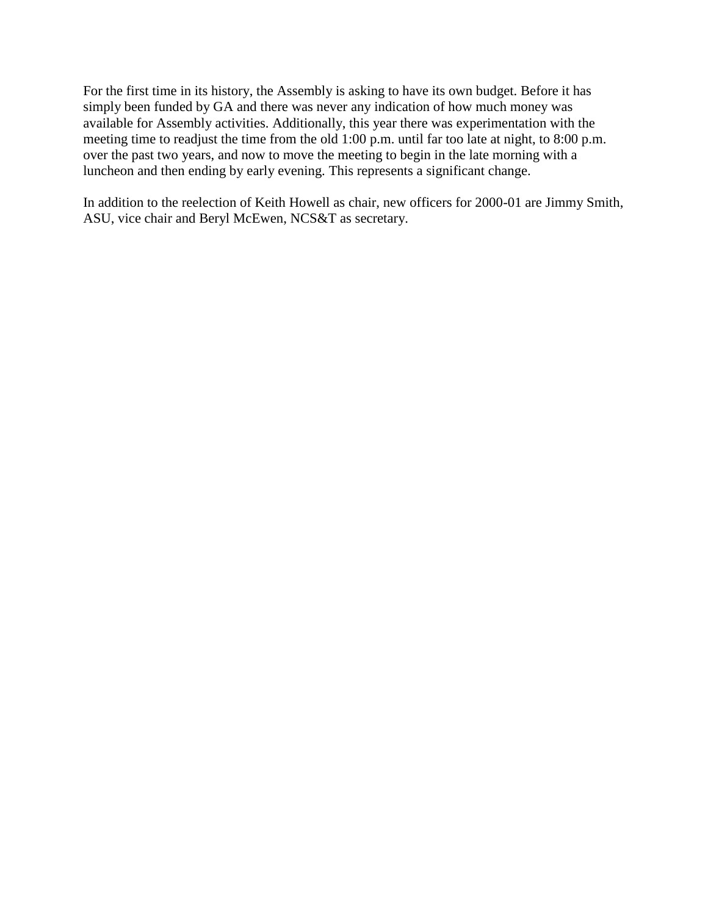For the first time in its history, the Assembly is asking to have its own budget. Before it has simply been funded by GA and there was never any indication of how much money was available for Assembly activities. Additionally, this year there was experimentation with the meeting time to readjust the time from the old 1:00 p.m. until far too late at night, to 8:00 p.m. over the past two years, and now to move the meeting to begin in the late morning with a luncheon and then ending by early evening. This represents a significant change.

In addition to the reelection of Keith Howell as chair, new officers for 2000-01 are Jimmy Smith, ASU, vice chair and Beryl McEwen, NCS&T as secretary.